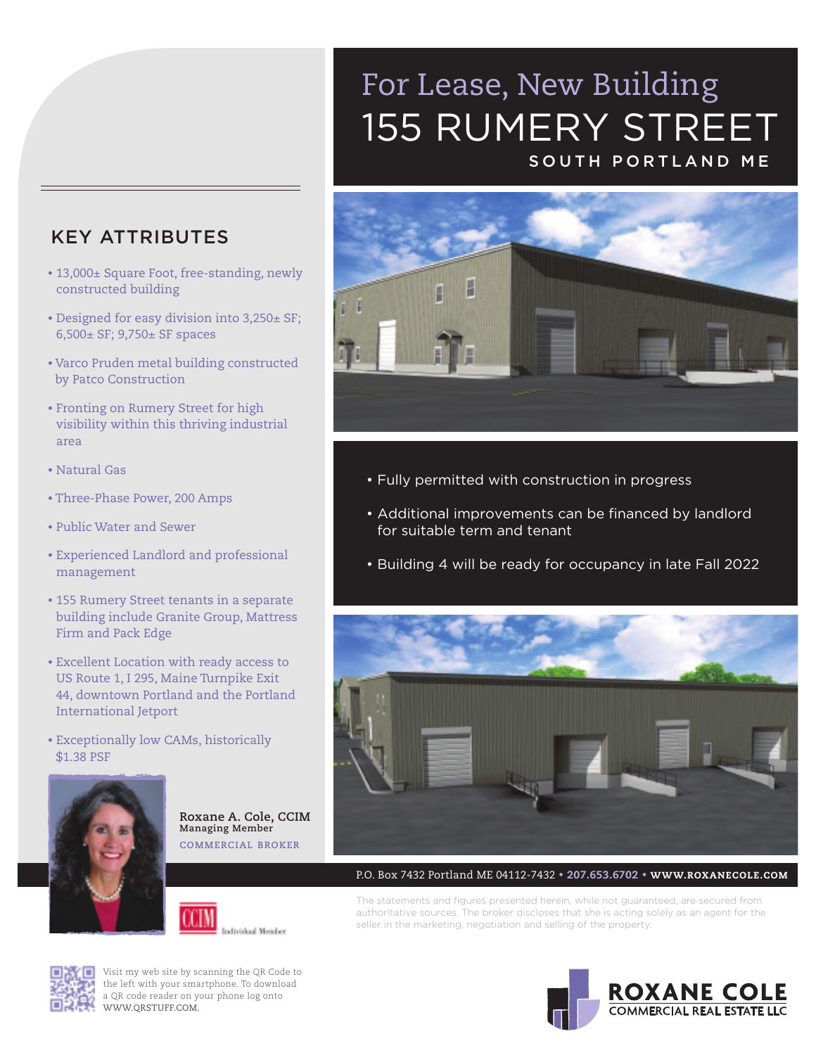# For Lease, New Building
# 155 RUMERY STREET
## SOUTH PORTLAND ME

## KEY ATTRIBUTES

- 13,000± Square Foot, free-standing, newly constructed building
- Designed for easy division into 3,250± SF; 6,500± SF; 9,750± SF spaces
- Varco Pruden metal building constructed by Patco Construction
- Fronting on Rumery Street for high visibility within this thriving industrial area
- Natural Gas
- Three-Phase Power, 200 Amps
- Public Water and Sewer
- Experienced Landlord and professional management
- 155 Rumery Street tenants in a separate building include Granite Group, Mattress Firm and Pack Edge
- Excellent Location with ready access to US Route 1, I 295, Maine Turnpike Exit 44, downtown Portland and the Portland International Jetport
- Exceptionally low CAMs, historically $1.38 PSF

- Fully permitted with construction in progress
- Additional improvements can be financed by landlord for suitable term and tenant
- Building 4 will be ready for occupancy in late Fall 2022

**Roxane A. Cole, CCIM**
**Managing Member**
COMMERCIAL BROKER

CCIM Individual Member

P.O. Box 7432 Portland ME 04112-7432 • **207.653.6702** • **WWW.ROXANECOLE.COM**

The statements and figures presented herein, while not guaranteed, are secured from authoritative sources. The broker discloses that she is acting solely as an agent for the seller in the marketing, negotiation and selling of the property.

Visit my web site by scanning the QR Code to the left with your smartphone. To download a QR code reader on your phone log onto WWW.QRSTUFF.COM.

**ROXANE COLE**
COMMERCIAL REAL ESTATE LLC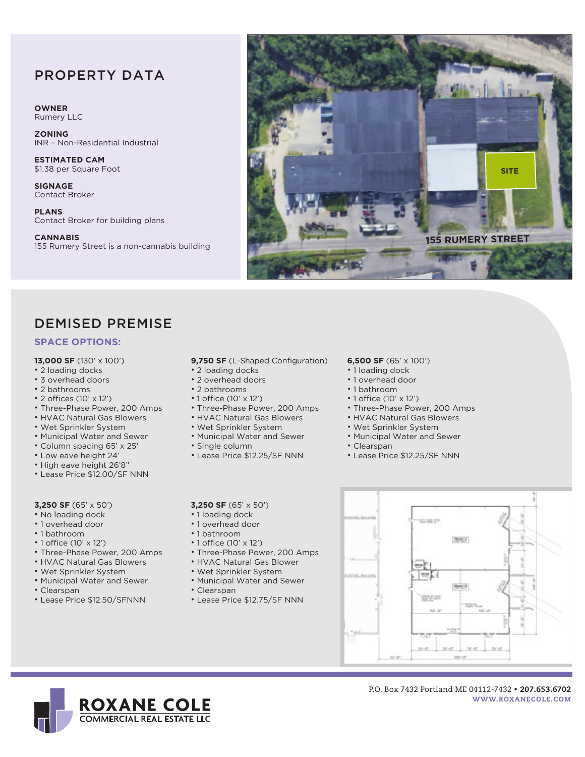## PROPERTY DATA

**OWNER**
Rumery LLC

**ZONING**
INR – Non-Residential Industrial

**ESTIMATED CAM**
$1.38 per Square Foot

**SIGNAGE**
Contact Broker

**PLANS**
Contact Broker for building plans

**CANNABIS**
155 Rumery Street is a non-cannabis building

SITE

155 RUMERY STREET

## DEMISED PREMISE

### SPACE OPTIONS:

**13,000 SF** (130' x 100')
- 2 loading docks
- 3 overhead doors
- 2 bathrooms
- 2 offices (10' x 12')
- Three-Phase Power, 200 Amps
- HVAC Natural Gas Blowers
- Wet Sprinkler System
- Municipal Water and Sewer
- Column spacing 65' x 25'
- Low eave height 24'
- High eave height 26'8"
- Lease Price $12.00/SF NNN

**9,750 SF** (L-Shaped Configuration)
- 2 loading docks
- 2 overhead doors
- 2 bathrooms
- 1 office (10' x 12')
- Three-Phase Power, 200 Amps
- HVAC Natural Gas Blowers
- Wet Sprinkler System
- Municipal Water and Sewer
- Single column
- Lease Price $12.25/SF NNN

**6,500 SF** (65' x 100')
- 1 loading dock
- 1 overhead door
- 1 bathroom
- 1 office (10' x 12')
- Three-Phase Power, 200 Amps
- HVAC Natural Gas Blowers
- Wet Sprinkler System
- Municipal Water and Sewer
- Clearspan
- Lease Price $12.25/SF NNN

**3,250 SF** (65' x 50')
- No loading dock
- 1 overhead door
- 1 bathroom
- 1 office (10' x 12')
- Three-Phase Power, 200 Amps
- HVAC Natural Gas Blowers
- Wet Sprinkler System
- Municipal Water and Sewer
- Clearspan
- Lease Price $12.50/SFNNN

**3,250 SF** (65' x 50')
- 1 loading dock
- 1 overhead door
- 1 bathroom
- 1 office (10' x 12')
- Three-Phase Power, 200 Amps
- HVAC Natural Gas Blower
- Wet Sprinkler System
- Municipal Water and Sewer
- Clearspan
- Lease Price $12.75/SF NNN

ROXANE COLE
COMMERCIAL REAL ESTATE LLC

P.O. Box 7432 Portland ME 04112-7432 • **207.653.6702**
**WWW.ROXANECOLE.COM**